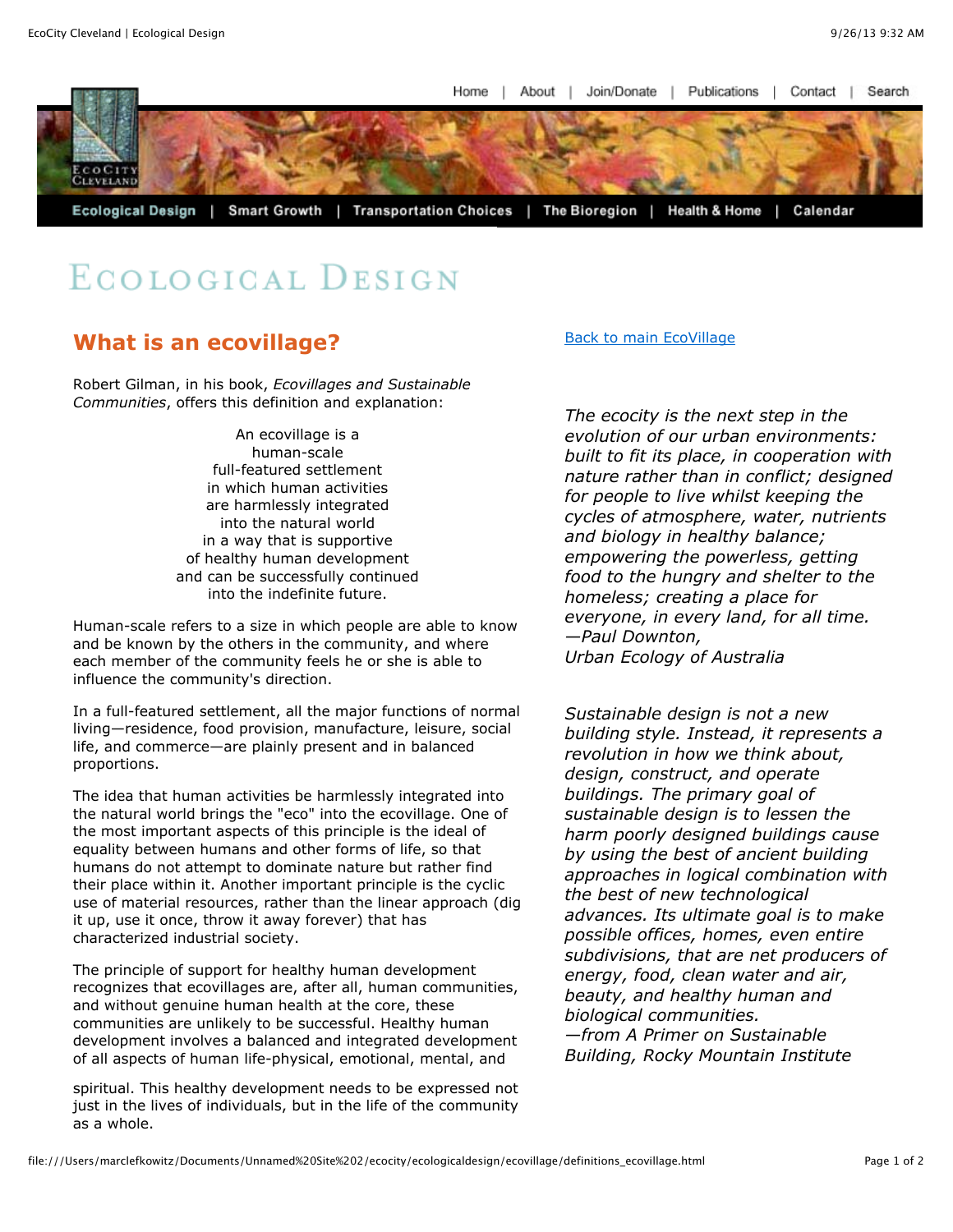Home | About | Join/Donate | Publications | Contact | Search

Ecological Design | Smart Growth | Transportation Choices | The Bioregion | Health & Home | Calendar

# Ecological Design

## What is an ecovillage?

[Back to main EcoVillage]()

Robert Gilman, in his book, *Ecovillages and Sustainable Communities*, offers this definition and explanation:

> An ecovillage is a
> human-scale
> full-featured settlement
> in which human activities
> are harmlessly integrated
> into the natural world
> in a way that is supportive
> of healthy human development
> and can be successfully continued
> into the indefinite future.

Human-scale refers to a size in which people are able to know and be known by the others in the community, and where each member of the community feels he or she is able to influence the community's direction.

In a full-featured settlement, all the major functions of normal living—residence, food provision, manufacture, leisure, social life, and commerce—are plainly present and in balanced proportions.

The idea that human activities be harmlessly integrated into the natural world brings the "eco" into the ecovillage. One of the most important aspects of this principle is the ideal of equality between humans and other forms of life, so that humans do not attempt to dominate nature but rather find their place within it. Another important principle is the cyclic use of material resources, rather than the linear approach (dig it up, use it once, throw it away forever) that has characterized industrial society.

The principle of support for healthy human development recognizes that ecovillages are, after all, human communities, and without genuine human health at the core, these communities are unlikely to be successful. Healthy human development involves a balanced and integrated development of all aspects of human life-physical, emotional, mental, and spiritual. This healthy development needs to be expressed not just in the lives of individuals, but in the life of the community as a whole.

*The ecocity is the next step in the evolution of our urban environments: built to fit its place, in cooperation with nature rather than in conflict; designed for people to live whilst keeping the cycles of atmosphere, water, nutrients and biology in healthy balance; empowering the powerless, getting food to the hungry and shelter to the homeless; creating a place for everyone, in every land, for all time.*
*—Paul Downton,*
*Urban Ecology of Australia*

*Sustainable design is not a new building style. Instead, it represents a revolution in how we think about, design, construct, and operate buildings. The primary goal of sustainable design is to lessen the harm poorly designed buildings cause by using the best of ancient building approaches in logical combination with the best of new technological advances. Its ultimate goal is to make possible offices, homes, even entire subdivisions, that are net producers of energy, food, clean water and air, beauty, and healthy human and biological communities.*
*—from A Primer on Sustainable Building, Rocky Mountain Institute*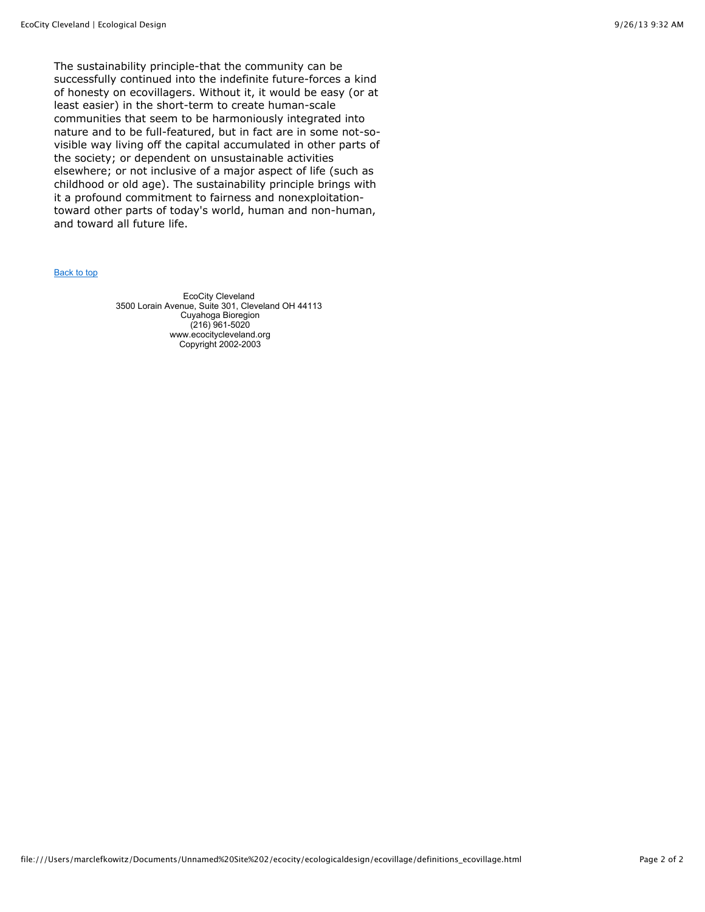The sustainability principle-that the community can be successfully continued into the indefinite future-forces a kind of honesty on ecovillagers. Without it, it would be easy (or at least easier) in the short-term to create human-scale communities that seem to be harmoniously integrated into nature and to be full-featured, but in fact are in some not-so-visible way living off the capital accumulated in other parts of the society; or dependent on unsustainable activities elsewhere; or not inclusive of a major aspect of life (such as childhood or old age). The sustainability principle brings with it a profound commitment to fairness and nonexploitation-toward other parts of today's world, human and non-human, and toward all future life.

Back to top

EcoCity Cleveland
3500 Lorain Avenue, Suite 301, Cleveland OH 44113
Cuyahoga Bioregion
(216) 961-5020
www.ecocitycleveland.org
Copyright 2002-2003